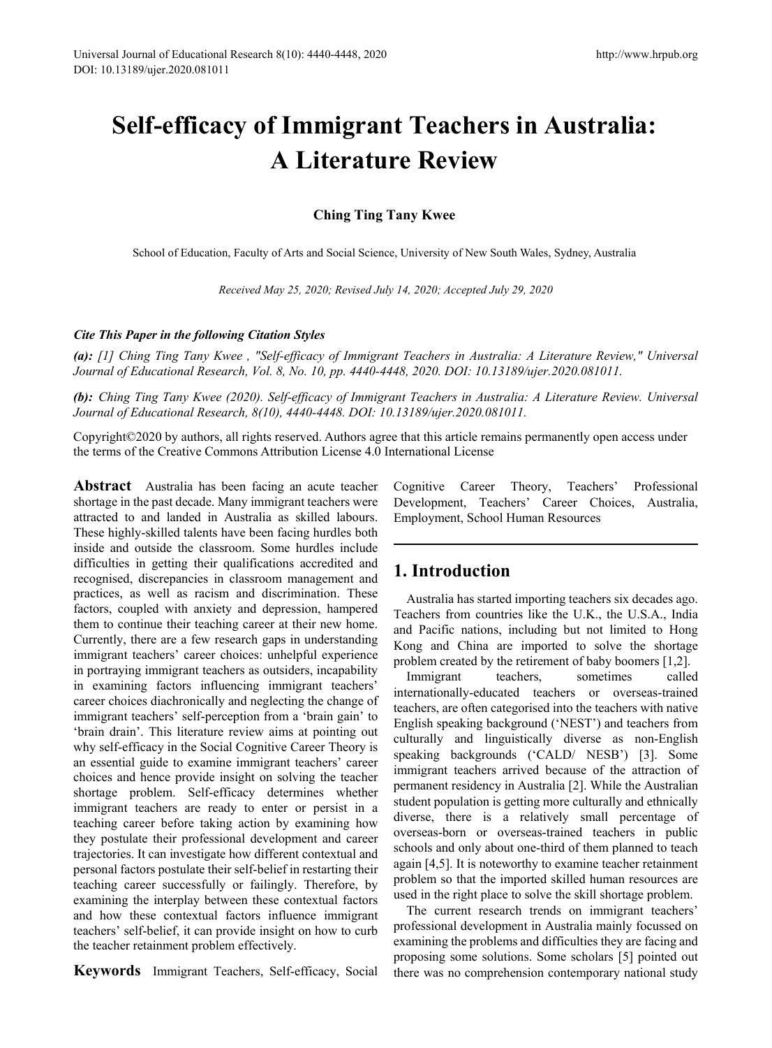# Self-efficacy of Immigrant Teachers in Australia: A Literature Review

**Ching Ting Tany Kwee**

School of Education, Faculty of Arts and Social Science, University of New South Wales, Sydney, Australia

*Received May 25, 2020; Revised July 14, 2020; Accepted July 29, 2020*

***Cite This Paper in the following Citation Styles***

***(a):*** *[1] Ching Ting Tany Kwee , "Self-efficacy of Immigrant Teachers in Australia: A Literature Review," Universal Journal of Educational Research, Vol. 8, No. 10, pp. 4440-4448, 2020. DOI: 10.13189/ujer.2020.081011.*

***(b):*** *Ching Ting Tany Kwee (2020). Self-efficacy of Immigrant Teachers in Australia: A Literature Review. Universal Journal of Educational Research, 8(10), 4440-4448. DOI: 10.13189/ujer.2020.081011.*

Copyright©2020 by authors, all rights reserved. Authors agree that this article remains permanently open access under the terms of the Creative Commons Attribution License 4.0 International License

**Abstract** Australia has been facing an acute teacher shortage in the past decade. Many immigrant teachers were attracted to and landed in Australia as skilled labours. These highly-skilled talents have been facing hurdles both inside and outside the classroom. Some hurdles include difficulties in getting their qualifications accredited and recognised, discrepancies in classroom management and practices, as well as racism and discrimination. These factors, coupled with anxiety and depression, hampered them to continue their teaching career at their new home. Currently, there are a few research gaps in understanding immigrant teachers' career choices: unhelpful experience in portraying immigrant teachers as outsiders, incapability in examining factors influencing immigrant teachers' career choices diachronically and neglecting the change of immigrant teachers' self-perception from a 'brain gain' to 'brain drain'. This literature review aims at pointing out why self-efficacy in the Social Cognitive Career Theory is an essential guide to examine immigrant teachers' career choices and hence provide insight on solving the teacher shortage problem. Self-efficacy determines whether immigrant teachers are ready to enter or persist in a teaching career before taking action by examining how they postulate their professional development and career trajectories. It can investigate how different contextual and personal factors postulate their self-belief in restarting their teaching career successfully or failingly. Therefore, by examining the interplay between these contextual factors and how these contextual factors influence immigrant teachers' self-belief, it can provide insight on how to curb the teacher retainment problem effectively.

**Keywords** Immigrant Teachers, Self-efficacy, Social Cognitive Career Theory, Teachers' Professional Development, Teachers' Career Choices, Australia, Employment, School Human Resources

## 1. Introduction

Australia has started importing teachers six decades ago. Teachers from countries like the U.K., the U.S.A., India and Pacific nations, including but not limited to Hong Kong and China are imported to solve the shortage problem created by the retirement of baby boomers [1,2].

Immigrant teachers, sometimes called internationally-educated teachers or overseas-trained teachers, are often categorised into the teachers with native English speaking background ('NEST') and teachers from culturally and linguistically diverse as non-English speaking backgrounds ('CALD/ NESB') [3]. Some immigrant teachers arrived because of the attraction of permanent residency in Australia [2]. While the Australian student population is getting more culturally and ethnically diverse, there is a relatively small percentage of overseas-born or overseas-trained teachers in public schools and only about one-third of them planned to teach again [4,5]. It is noteworthy to examine teacher retainment problem so that the imported skilled human resources are used in the right place to solve the skill shortage problem.

The current research trends on immigrant teachers' professional development in Australia mainly focussed on examining the problems and difficulties they are facing and proposing some solutions. Some scholars [5] pointed out there was no comprehension contemporary national study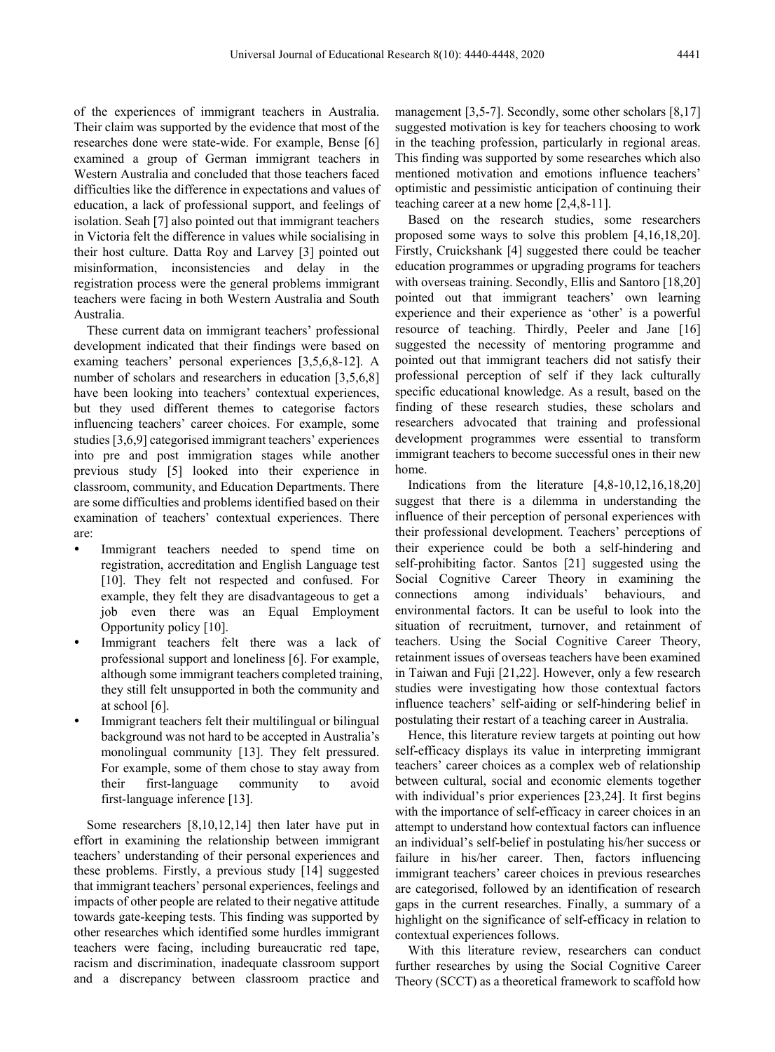of the experiences of immigrant teachers in Australia. Their claim was supported by the evidence that most of the researches done were state-wide. For example, Bense [6] examined a group of German immigrant teachers in Western Australia and concluded that those teachers faced difficulties like the difference in expectations and values of education, a lack of professional support, and feelings of isolation. Seah [7] also pointed out that immigrant teachers in Victoria felt the difference in values while socialising in their host culture. Datta Roy and Larvey [3] pointed out misinformation, inconsistencies and delay in the registration process were the general problems immigrant teachers were facing in both Western Australia and South Australia.

These current data on immigrant teachers' professional development indicated that their findings were based on examing teachers' personal experiences [3,5,6,8-12]. A number of scholars and researchers in education [3,5,6,8] have been looking into teachers' contextual experiences, but they used different themes to categorise factors influencing teachers' career choices. For example, some studies [3,6,9] categorised immigrant teachers' experiences into pre and post immigration stages while another previous study [5] looked into their experience in classroom, community, and Education Departments. There are some difficulties and problems identified based on their examination of teachers' contextual experiences. There are:

- Immigrant teachers needed to spend time on registration, accreditation and English Language test [10]. They felt not respected and confused. For example, they felt they are disadvantageous to get a job even there was an Equal Employment Opportunity policy [10].
- Immigrant teachers felt there was a lack of professional support and loneliness [6]. For example, although some immigrant teachers completed training, they still felt unsupported in both the community and at school [6].
- Immigrant teachers felt their multilingual or bilingual background was not hard to be accepted in Australia's monolingual community [13]. They felt pressured. For example, some of them chose to stay away from their first-language community to avoid first-language inference [13].

Some researchers [8,10,12,14] then later have put in effort in examining the relationship between immigrant teachers' understanding of their personal experiences and these problems. Firstly, a previous study [14] suggested that immigrant teachers' personal experiences, feelings and impacts of other people are related to their negative attitude towards gate-keeping tests. This finding was supported by other researches which identified some hurdles immigrant teachers were facing, including bureaucratic red tape, racism and discrimination, inadequate classroom support and a discrepancy between classroom practice and management [3,5-7]. Secondly, some other scholars [8,17] suggested motivation is key for teachers choosing to work in the teaching profession, particularly in regional areas. This finding was supported by some researches which also mentioned motivation and emotions influence teachers' optimistic and pessimistic anticipation of continuing their teaching career at a new home [2,4,8-11].

Based on the research studies, some researchers proposed some ways to solve this problem [4,16,18,20]. Firstly, Cruickshank [4] suggested there could be teacher education programmes or upgrading programs for teachers with overseas training. Secondly, Ellis and Santoro [18,20] pointed out that immigrant teachers' own learning experience and their experience as 'other' is a powerful resource of teaching. Thirdly, Peeler and Jane [16] suggested the necessity of mentoring programme and pointed out that immigrant teachers did not satisfy their professional perception of self if they lack culturally specific educational knowledge. As a result, based on the finding of these research studies, these scholars and researchers advocated that training and professional development programmes were essential to transform immigrant teachers to become successful ones in their new home.

Indications from the literature [4,8-10,12,16,18,20] suggest that there is a dilemma in understanding the influence of their perception of personal experiences with their professional development. Teachers' perceptions of their experience could be both a self-hindering and self-prohibiting factor. Santos [21] suggested using the Social Cognitive Career Theory in examining the connections among individuals' behaviours, and environmental factors. It can be useful to look into the situation of recruitment, turnover, and retainment of teachers. Using the Social Cognitive Career Theory, retainment issues of overseas teachers have been examined in Taiwan and Fuji [21,22]. However, only a few research studies were investigating how those contextual factors influence teachers' self-aiding or self-hindering belief in postulating their restart of a teaching career in Australia.

Hence, this literature review targets at pointing out how self-efficacy displays its value in interpreting immigrant teachers' career choices as a complex web of relationship between cultural, social and economic elements together with individual's prior experiences [23,24]. It first begins with the importance of self-efficacy in career choices in an attempt to understand how contextual factors can influence an individual's self-belief in postulating his/her success or failure in his/her career. Then, factors influencing immigrant teachers' career choices in previous researches are categorised, followed by an identification of research gaps in the current researches. Finally, a summary of a highlight on the significance of self-efficacy in relation to contextual experiences follows.

With this literature review, researchers can conduct further researches by using the Social Cognitive Career Theory (SCCT) as a theoretical framework to scaffold how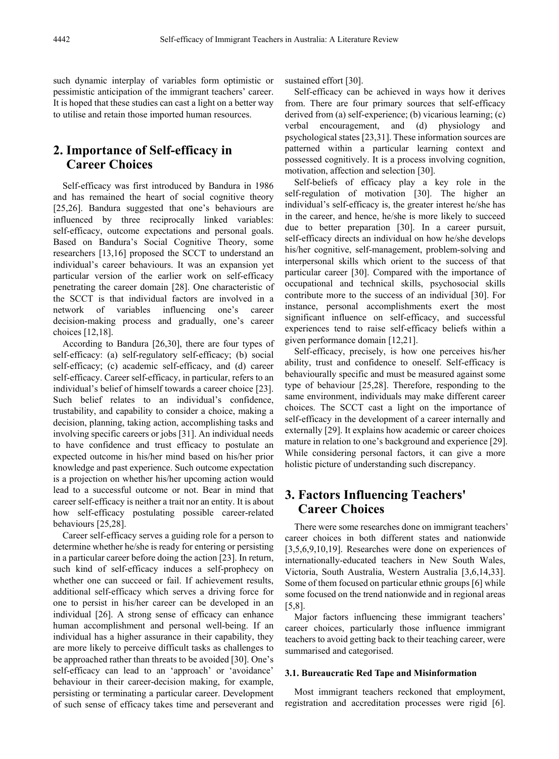such dynamic interplay of variables form optimistic or pessimistic anticipation of the immigrant teachers' career. It is hoped that these studies can cast a light on a better way to utilise and retain those imported human resources.

## 2. Importance of Self-efficacy in Career Choices

Self-efficacy was first introduced by Bandura in 1986 and has remained the heart of social cognitive theory [25,26]. Bandura suggested that one's behaviours are influenced by three reciprocally linked variables: self-efficacy, outcome expectations and personal goals. Based on Bandura's Social Cognitive Theory, some researchers [13,16] proposed the SCCT to understand an individual's career behaviours. It was an expansion yet particular version of the earlier work on self-efficacy penetrating the career domain [28]. One characteristic of the SCCT is that individual factors are involved in a network of variables influencing one's career decision-making process and gradually, one's career choices [12,18].

According to Bandura [26,30], there are four types of self-efficacy: (a) self-regulatory self-efficacy; (b) social self-efficacy; (c) academic self-efficacy, and (d) career self-efficacy. Career self-efficacy, in particular, refers to an individual's belief of himself towards a career choice [23]. Such belief relates to an individual's confidence, trustability, and capability to consider a choice, making a decision, planning, taking action, accomplishing tasks and involving specific careers or jobs [31]. An individual needs to have confidence and trust efficacy to postulate an expected outcome in his/her mind based on his/her prior knowledge and past experience. Such outcome expectation is a projection on whether his/her upcoming action would lead to a successful outcome or not. Bear in mind that career self-efficacy is neither a trait nor an entity. It is about how self-efficacy postulating possible career-related behaviours [25,28].

Career self-efficacy serves a guiding role for a person to determine whether he/she is ready for entering or persisting in a particular career before doing the action [23]. In return, such kind of self-efficacy induces a self-prophecy on whether one can succeed or fail. If achievement results, additional self-efficacy which serves a driving force for one to persist in his/her career can be developed in an individual [26]. A strong sense of efficacy can enhance human accomplishment and personal well-being. If an individual has a higher assurance in their capability, they are more likely to perceive difficult tasks as challenges to be approached rather than threats to be avoided [30]. One's self-efficacy can lead to an 'approach' or 'avoidance' behaviour in their career-decision making, for example, persisting or terminating a particular career. Development of such sense of efficacy takes time and perseverant and sustained effort [30].

Self-efficacy can be achieved in ways how it derives from. There are four primary sources that self-efficacy derived from (a) self-experience; (b) vicarious learning; (c) verbal encouragement, and (d) physiology and psychological states [23,31]. These information sources are patterned within a particular learning context and possessed cognitively. It is a process involving cognition, motivation, affection and selection [30].

Self-beliefs of efficacy play a key role in the self-regulation of motivation [30]. The higher an individual's self-efficacy is, the greater interest he/she has in the career, and hence, he/she is more likely to succeed due to better preparation [30]. In a career pursuit, self-efficacy directs an individual on how he/she develops his/her cognitive, self-management, problem-solving and interpersonal skills which orient to the success of that particular career [30]. Compared with the importance of occupational and technical skills, psychosocial skills contribute more to the success of an individual [30]. For instance, personal accomplishments exert the most significant influence on self-efficacy, and successful experiences tend to raise self-efficacy beliefs within a given performance domain [12,21].

Self-efficacy, precisely, is how one perceives his/her ability, trust and confidence to oneself. Self-efficacy is behaviourally specific and must be measured against some type of behaviour [25,28]. Therefore, responding to the same environment, individuals may make different career choices. The SCCT cast a light on the importance of self-efficacy in the development of a career internally and externally [29]. It explains how academic or career choices mature in relation to one's background and experience [29]. While considering personal factors, it can give a more holistic picture of understanding such discrepancy.

## 3. Factors Influencing Teachers' Career Choices

There were some researches done on immigrant teachers' career choices in both different states and nationwide [3,5,6,9,10,19]. Researches were done on experiences of internationally-educated teachers in New South Wales, Victoria, South Australia, Western Australia [3,6,14,33]. Some of them focused on particular ethnic groups [6] while some focused on the trend nationwide and in regional areas [5,8].

Major factors influencing these immigrant teachers' career choices, particularly those influence immigrant teachers to avoid getting back to their teaching career, were summarised and categorised.

### 3.1. Bureaucratic Red Tape and Misinformation

Most immigrant teachers reckoned that employment, registration and accreditation processes were rigid [6].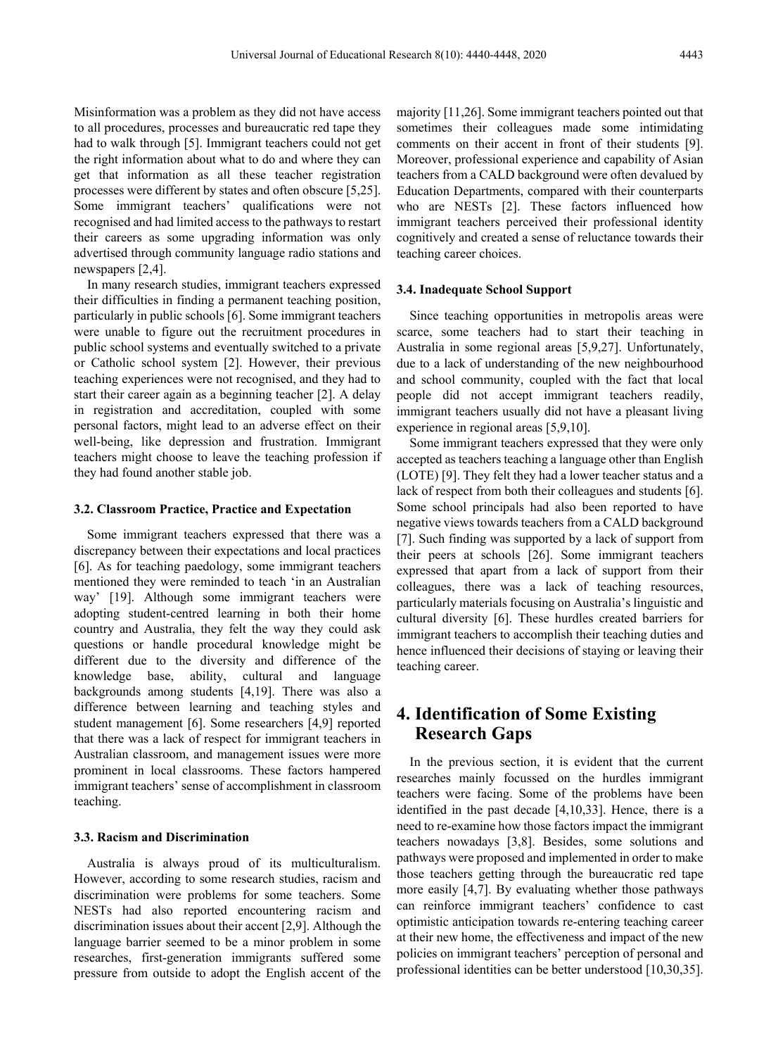Misinformation was a problem as they did not have access to all procedures, processes and bureaucratic red tape they had to walk through [5]. Immigrant teachers could not get the right information about what to do and where they can get that information as all these teacher registration processes were different by states and often obscure [5,25]. Some immigrant teachers' qualifications were not recognised and had limited access to the pathways to restart their careers as some upgrading information was only advertised through community language radio stations and newspapers [2,4].

In many research studies, immigrant teachers expressed their difficulties in finding a permanent teaching position, particularly in public schools [6]. Some immigrant teachers were unable to figure out the recruitment procedures in public school systems and eventually switched to a private or Catholic school system [2]. However, their previous teaching experiences were not recognised, and they had to start their career again as a beginning teacher [2]. A delay in registration and accreditation, coupled with some personal factors, might lead to an adverse effect on their well-being, like depression and frustration. Immigrant teachers might choose to leave the teaching profession if they had found another stable job.

### 3.2. Classroom Practice, Practice and Expectation

Some immigrant teachers expressed that there was a discrepancy between their expectations and local practices [6]. As for teaching paedology, some immigrant teachers mentioned they were reminded to teach 'in an Australian way' [19]. Although some immigrant teachers were adopting student-centred learning in both their home country and Australia, they felt the way they could ask questions or handle procedural knowledge might be different due to the diversity and difference of the knowledge base, ability, cultural and language backgrounds among students [4,19]. There was also a difference between learning and teaching styles and student management [6]. Some researchers [4,9] reported that there was a lack of respect for immigrant teachers in Australian classroom, and management issues were more prominent in local classrooms. These factors hampered immigrant teachers' sense of accomplishment in classroom teaching.

### 3.3. Racism and Discrimination

Australia is always proud of its multiculturalism. However, according to some research studies, racism and discrimination were problems for some teachers. Some NESTs had also reported encountering racism and discrimination issues about their accent [2,9]. Although the language barrier seemed to be a minor problem in some researches, first-generation immigrants suffered some pressure from outside to adopt the English accent of the majority [11,26]. Some immigrant teachers pointed out that sometimes their colleagues made some intimidating comments on their accent in front of their students [9]. Moreover, professional experience and capability of Asian teachers from a CALD background were often devalued by Education Departments, compared with their counterparts who are NESTs [2]. These factors influenced how immigrant teachers perceived their professional identity cognitively and created a sense of reluctance towards their teaching career choices.

### 3.4. Inadequate School Support

Since teaching opportunities in metropolis areas were scarce, some teachers had to start their teaching in Australia in some regional areas [5,9,27]. Unfortunately, due to a lack of understanding of the new neighbourhood and school community, coupled with the fact that local people did not accept immigrant teachers readily, immigrant teachers usually did not have a pleasant living experience in regional areas [5,9,10].

Some immigrant teachers expressed that they were only accepted as teachers teaching a language other than English (LOTE) [9]. They felt they had a lower teacher status and a lack of respect from both their colleagues and students [6]. Some school principals had also been reported to have negative views towards teachers from a CALD background [7]. Such finding was supported by a lack of support from their peers at schools [26]. Some immigrant teachers expressed that apart from a lack of support from their colleagues, there was a lack of teaching resources, particularly materials focusing on Australia's linguistic and cultural diversity [6]. These hurdles created barriers for immigrant teachers to accomplish their teaching duties and hence influenced their decisions of staying or leaving their teaching career.

## 4. Identification of Some Existing Research Gaps

In the previous section, it is evident that the current researches mainly focussed on the hurdles immigrant teachers were facing. Some of the problems have been identified in the past decade [4,10,33]. Hence, there is a need to re-examine how those factors impact the immigrant teachers nowadays [3,8]. Besides, some solutions and pathways were proposed and implemented in order to make those teachers getting through the bureaucratic red tape more easily [4,7]. By evaluating whether those pathways can reinforce immigrant teachers' confidence to cast optimistic anticipation towards re-entering teaching career at their new home, the effectiveness and impact of the new policies on immigrant teachers' perception of personal and professional identities can be better understood [10,30,35].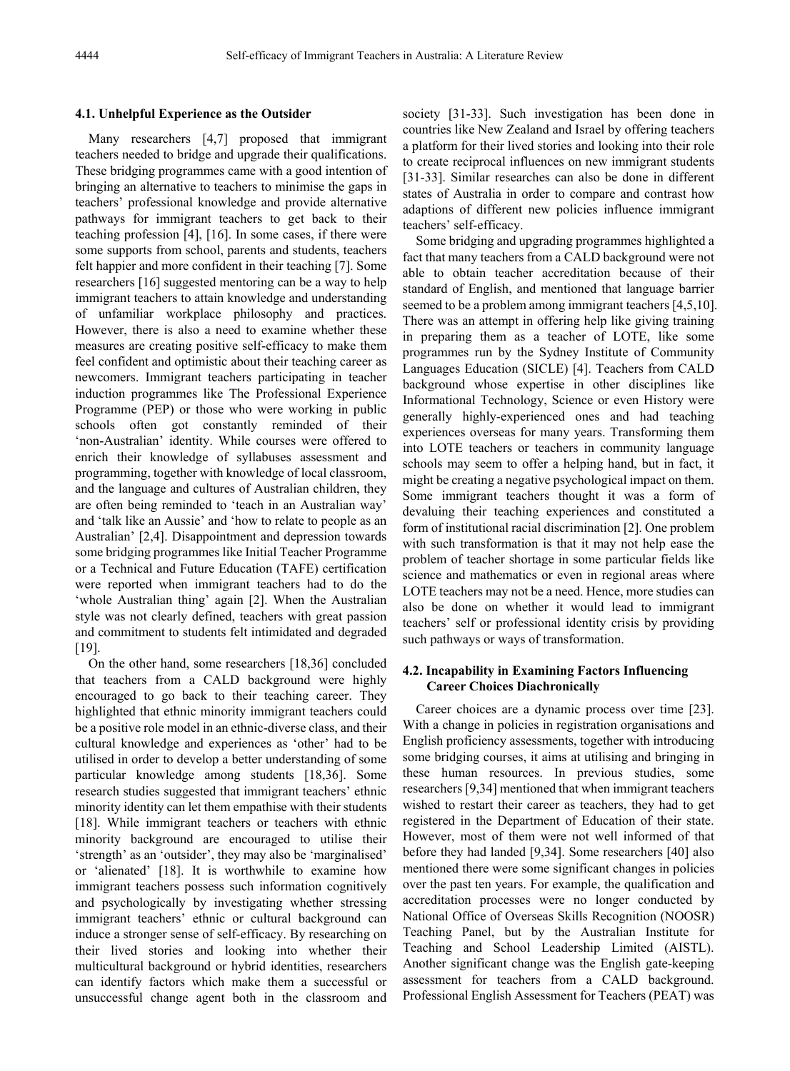### 4.1. Unhelpful Experience as the Outsider

Many researchers [4,7] proposed that immigrant teachers needed to bridge and upgrade their qualifications. These bridging programmes came with a good intention of bringing an alternative to teachers to minimise the gaps in teachers' professional knowledge and provide alternative pathways for immigrant teachers to get back to their teaching profession [4], [16]. In some cases, if there were some supports from school, parents and students, teachers felt happier and more confident in their teaching [7]. Some researchers [16] suggested mentoring can be a way to help immigrant teachers to attain knowledge and understanding of unfamiliar workplace philosophy and practices. However, there is also a need to examine whether these measures are creating positive self-efficacy to make them feel confident and optimistic about their teaching career as newcomers. Immigrant teachers participating in teacher induction programmes like The Professional Experience Programme (PEP) or those who were working in public schools often got constantly reminded of their 'non-Australian' identity. While courses were offered to enrich their knowledge of syllabuses assessment and programming, together with knowledge of local classroom, and the language and cultures of Australian children, they are often being reminded to 'teach in an Australian way' and 'talk like an Aussie' and 'how to relate to people as an Australian' [2,4]. Disappointment and depression towards some bridging programmes like Initial Teacher Programme or a Technical and Future Education (TAFE) certification were reported when immigrant teachers had to do the 'whole Australian thing' again [2]. When the Australian style was not clearly defined, teachers with great passion and commitment to students felt intimidated and degraded [19].

On the other hand, some researchers [18,36] concluded that teachers from a CALD background were highly encouraged to go back to their teaching career. They highlighted that ethnic minority immigrant teachers could be a positive role model in an ethnic-diverse class, and their cultural knowledge and experiences as 'other' had to be utilised in order to develop a better understanding of some particular knowledge among students [18,36]. Some research studies suggested that immigrant teachers' ethnic minority identity can let them empathise with their students [18]. While immigrant teachers or teachers with ethnic minority background are encouraged to utilise their 'strength' as an 'outsider', they may also be 'marginalised' or 'alienated' [18]. It is worthwhile to examine how immigrant teachers possess such information cognitively and psychologically by investigating whether stressing immigrant teachers' ethnic or cultural background can induce a stronger sense of self-efficacy. By researching on their lived stories and looking into whether their multicultural background or hybrid identities, researchers can identify factors which make them a successful or unsuccessful change agent both in the classroom and society [31-33]. Such investigation has been done in countries like New Zealand and Israel by offering teachers a platform for their lived stories and looking into their role to create reciprocal influences on new immigrant students [31-33]. Similar researches can also be done in different states of Australia in order to compare and contrast how adaptions of different new policies influence immigrant teachers' self-efficacy.

Some bridging and upgrading programmes highlighted a fact that many teachers from a CALD background were not able to obtain teacher accreditation because of their standard of English, and mentioned that language barrier seemed to be a problem among immigrant teachers [4,5,10]. There was an attempt in offering help like giving training in preparing them as a teacher of LOTE, like some programmes run by the Sydney Institute of Community Languages Education (SICLE) [4]. Teachers from CALD background whose expertise in other disciplines like Informational Technology, Science or even History were generally highly-experienced ones and had teaching experiences overseas for many years. Transforming them into LOTE teachers or teachers in community language schools may seem to offer a helping hand, but in fact, it might be creating a negative psychological impact on them. Some immigrant teachers thought it was a form of devaluing their teaching experiences and constituted a form of institutional racial discrimination [2]. One problem with such transformation is that it may not help ease the problem of teacher shortage in some particular fields like science and mathematics or even in regional areas where LOTE teachers may not be a need. Hence, more studies can also be done on whether it would lead to immigrant teachers' self or professional identity crisis by providing such pathways or ways of transformation.

### 4.2. Incapability in Examining Factors Influencing Career Choices Diachronically

Career choices are a dynamic process over time [23]. With a change in policies in registration organisations and English proficiency assessments, together with introducing some bridging courses, it aims at utilising and bringing in these human resources. In previous studies, some researchers [9,34] mentioned that when immigrant teachers wished to restart their career as teachers, they had to get registered in the Department of Education of their state. However, most of them were not well informed of that before they had landed [9,34]. Some researchers [40] also mentioned there were some significant changes in policies over the past ten years. For example, the qualification and accreditation processes were no longer conducted by National Office of Overseas Skills Recognition (NOOSR) Teaching Panel, but by the Australian Institute for Teaching and School Leadership Limited (AISTL). Another significant change was the English gate-keeping assessment for teachers from a CALD background. Professional English Assessment for Teachers (PEAT) was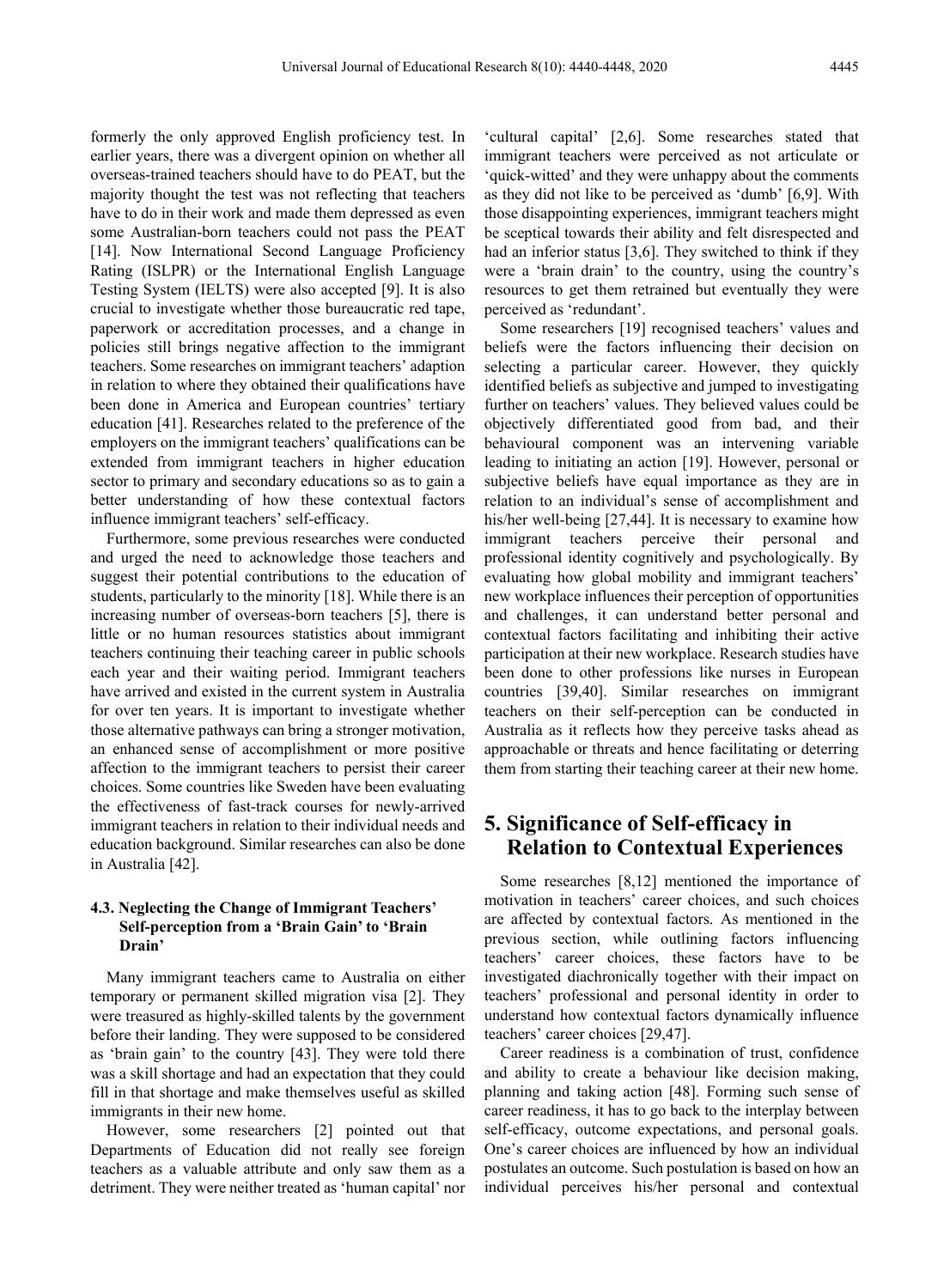formerly the only approved English proficiency test. In earlier years, there was a divergent opinion on whether all overseas-trained teachers should have to do PEAT, but the majority thought the test was not reflecting that teachers have to do in their work and made them depressed as even some Australian-born teachers could not pass the PEAT [14]. Now International Second Language Proficiency Rating (ISLPR) or the International English Language Testing System (IELTS) were also accepted [9]. It is also crucial to investigate whether those bureaucratic red tape, paperwork or accreditation processes, and a change in policies still brings negative affection to the immigrant teachers. Some researches on immigrant teachers' adaption in relation to where they obtained their qualifications have been done in America and European countries' tertiary education [41]. Researches related to the preference of the employers on the immigrant teachers' qualifications can be extended from immigrant teachers in higher education sector to primary and secondary educations so as to gain a better understanding of how these contextual factors influence immigrant teachers' self-efficacy.

Furthermore, some previous researches were conducted and urged the need to acknowledge those teachers and suggest their potential contributions to the education of students, particularly to the minority [18]. While there is an increasing number of overseas-born teachers [5], there is little or no human resources statistics about immigrant teachers continuing their teaching career in public schools each year and their waiting period. Immigrant teachers have arrived and existed in the current system in Australia for over ten years. It is important to investigate whether those alternative pathways can bring a stronger motivation, an enhanced sense of accomplishment or more positive affection to the immigrant teachers to persist their career choices. Some countries like Sweden have been evaluating the effectiveness of fast-track courses for newly-arrived immigrant teachers in relation to their individual needs and education background. Similar researches can also be done in Australia [42].

### 4.3. Neglecting the Change of Immigrant Teachers' Self-perception from a 'Brain Gain' to 'Brain Drain'

Many immigrant teachers came to Australia on either temporary or permanent skilled migration visa [2]. They were treasured as highly-skilled talents by the government before their landing. They were supposed to be considered as 'brain gain' to the country [43]. They were told there was a skill shortage and had an expectation that they could fill in that shortage and make themselves useful as skilled immigrants in their new home.

However, some researchers [2] pointed out that Departments of Education did not really see foreign teachers as a valuable attribute and only saw them as a detriment. They were neither treated as 'human capital' nor 'cultural capital' [2,6]. Some researches stated that immigrant teachers were perceived as not articulate or 'quick-witted' and they were unhappy about the comments as they did not like to be perceived as 'dumb' [6,9]. With those disappointing experiences, immigrant teachers might be sceptical towards their ability and felt disrespected and had an inferior status [3,6]. They switched to think if they were a 'brain drain' to the country, using the country's resources to get them retrained but eventually they were perceived as 'redundant'.

Some researchers [19] recognised teachers' values and beliefs were the factors influencing their decision on selecting a particular career. However, they quickly identified beliefs as subjective and jumped to investigating further on teachers' values. They believed values could be objectively differentiated good from bad, and their behavioural component was an intervening variable leading to initiating an action [19]. However, personal or subjective beliefs have equal importance as they are in relation to an individual's sense of accomplishment and his/her well-being [27,44]. It is necessary to examine how immigrant teachers perceive their personal and professional identity cognitively and psychologically. By evaluating how global mobility and immigrant teachers' new workplace influences their perception of opportunities and challenges, it can understand better personal and contextual factors facilitating and inhibiting their active participation at their new workplace. Research studies have been done to other professions like nurses in European countries [39,40]. Similar researches on immigrant teachers on their self-perception can be conducted in Australia as it reflects how they perceive tasks ahead as approachable or threats and hence facilitating or deterring them from starting their teaching career at their new home.

## 5. Significance of Self-efficacy in Relation to Contextual Experiences

Some researches [8,12] mentioned the importance of motivation in teachers' career choices, and such choices are affected by contextual factors. As mentioned in the previous section, while outlining factors influencing teachers' career choices, these factors have to be investigated diachronically together with their impact on teachers' professional and personal identity in order to understand how contextual factors dynamically influence teachers' career choices [29,47].

Career readiness is a combination of trust, confidence and ability to create a behaviour like decision making, planning and taking action [48]. Forming such sense of career readiness, it has to go back to the interplay between self-efficacy, outcome expectations, and personal goals. One's career choices are influenced by how an individual postulates an outcome. Such postulation is based on how an individual perceives his/her personal and contextual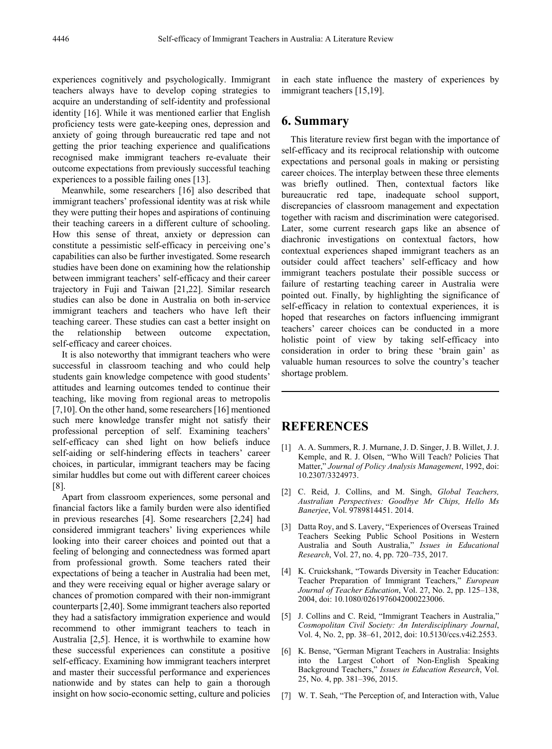experiences cognitively and psychologically. Immigrant teachers always have to develop coping strategies to acquire an understanding of self-identity and professional identity [16]. While it was mentioned earlier that English proficiency tests were gate-keeping ones, depression and anxiety of going through bureaucratic red tape and not getting the prior teaching experience and qualifications recognised make immigrant teachers re-evaluate their outcome expectations from previously successful teaching experiences to a possible failing ones [13].

Meanwhile, some researchers [16] also described that immigrant teachers' professional identity was at risk while they were putting their hopes and aspirations of continuing their teaching careers in a different culture of schooling. How this sense of threat, anxiety or depression can constitute a pessimistic self-efficacy in perceiving one's capabilities can also be further investigated. Some research studies have been done on examining how the relationship between immigrant teachers' self-efficacy and their career trajectory in Fuji and Taiwan [21,22]. Similar research studies can also be done in Australia on both in-service immigrant teachers and teachers who have left their teaching career. These studies can cast a better insight on the relationship between outcome expectation, self-efficacy and career choices.

It is also noteworthy that immigrant teachers who were successful in classroom teaching and who could help students gain knowledge competence with good students' attitudes and learning outcomes tended to continue their teaching, like moving from regional areas to metropolis [7,10]. On the other hand, some researchers [16] mentioned such mere knowledge transfer might not satisfy their professional perception of self. Examining teachers' self-efficacy can shed light on how beliefs induce self-aiding or self-hindering effects in teachers' career choices, in particular, immigrant teachers may be facing similar huddles but come out with different career choices [8].

Apart from classroom experiences, some personal and financial factors like a family burden were also identified in previous researches [4]. Some researchers [2,24] had considered immigrant teachers' living experiences while looking into their career choices and pointed out that a feeling of belonging and connectedness was formed apart from professional growth. Some teachers rated their expectations of being a teacher in Australia had been met, and they were receiving equal or higher average salary or chances of promotion compared with their non-immigrant counterparts [2,40]. Some immigrant teachers also reported they had a satisfactory immigration experience and would recommend to other immigrant teachers to teach in Australia [2,5]. Hence, it is worthwhile to examine how these successful experiences can constitute a positive self-efficacy. Examining how immigrant teachers interpret and master their successful performance and experiences nationwide and by states can help to gain a thorough insight on how socio-economic setting, culture and policies in each state influence the mastery of experiences by immigrant teachers [15,19].

## 6. Summary

This literature review first began with the importance of self-efficacy and its reciprocal relationship with outcome expectations and personal goals in making or persisting career choices. The interplay between these three elements was briefly outlined. Then, contextual factors like bureaucratic red tape, inadequate school support, discrepancies of classroom management and expectation together with racism and discrimination were categorised. Later, some current research gaps like an absence of diachronic investigations on contextual factors, how contextual experiences shaped immigrant teachers as an outsider could affect teachers' self-efficacy and how immigrant teachers postulate their possible success or failure of restarting teaching career in Australia were pointed out. Finally, by highlighting the significance of self-efficacy in relation to contextual experiences, it is hoped that researches on factors influencing immigrant teachers' career choices can be conducted in a more holistic point of view by taking self-efficacy into consideration in order to bring these 'brain gain' as valuable human resources to solve the country's teacher shortage problem.

## REFERENCES

[1] A. A. Summers, R. J. Murnane, J. D. Singer, J. B. Willet, J. J. Kemple, and R. J. Olsen, "Who Will Teach? Policies That Matter," *Journal of Policy Analysis Management*, 1992, doi: 10.2307/3324973.

[2] C. Reid, J. Collins, and M. Singh, *Global Teachers, Australian Perspectives: Goodbye Mr Chips, Hello Ms Banerjee*, Vol. 9789814451. 2014.

[3] Datta Roy, and S. Lavery, "Experiences of Overseas Trained Teachers Seeking Public School Positions in Western Australia and South Australia," *Issues in Educational Research*, Vol. 27, no. 4, pp. 720–735, 2017.

[4] K. Cruickshank, "Towards Diversity in Teacher Education: Teacher Preparation of Immigrant Teachers," *European Journal of Teacher Education*, Vol. 27, No. 2, pp. 125–138, 2004, doi: 10.1080/0261976042000223006.

[5] J. Collins and C. Reid, "Immigrant Teachers in Australia," *Cosmopolitan Civil Society: An Interdisciplinary Journal*, Vol. 4, No. 2, pp. 38–61, 2012, doi: 10.5130/ccs.v4i2.2553.

[6] K. Bense, "German Migrant Teachers in Australia: Insights into the Largest Cohort of Non-English Speaking Background Teachers," *Issues in Education Research*, Vol. 25, No. 4, pp. 381–396, 2015.

[7] W. T. Seah, "The Perception of, and Interaction with, Value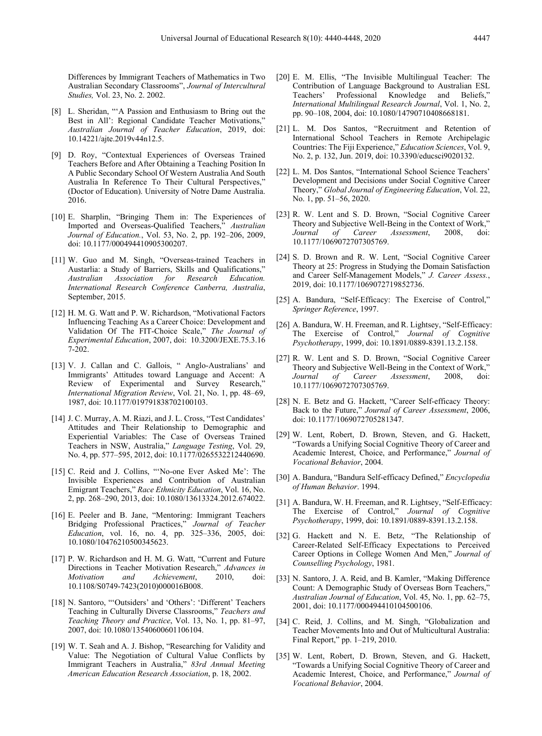Differences by Immigrant Teachers of Mathematics in Two Australian Secondary Classrooms", *Journal of Intercultural Studies,* Vol. 23, No. 2. 2002.

[8] L. Sheridan, "'A Passion and Enthusiasm to Bring out the Best in All': Regional Candidate Teacher Motivations," *Australian Journal of Teacher Education*, 2019, doi: 10.14221/ajte.2019v44n12.5.

[9] D. Roy, "Contextual Experiences of Overseas Trained Teachers Before and After Obtaining a Teaching Position In A Public Secondary School Of Western Australia And South Australia In Reference To Their Cultural Perspectives," (Doctor of Education). University of Notre Dame Australia. 2016.

[10] E. Sharplin, "Bringing Them in: The Experiences of Imported and Overseas-Qualified Teachers," *Australian Journal of Education.*, Vol. 53, No. 2, pp. 192–206, 2009, doi: 10.1177/000494410905300207.

[11] W. Guo and M. Singh, "Overseas-trained Teachers in Austarlia: a Study of Barriers, Skills and Qualifications," *Australian Association for Research Education. International Research Conference Canberra, Australia*, September, 2015.

[12] H. M. G. Watt and P. W. Richardson, "Motivational Factors Influencing Teaching As a Career Choice: Development and Validation Of The FIT-Choice Scale," *The Journal of Experimental Education*, 2007, doi: 10.3200/JEXE.75.3.167-202.

[13] V. J. Callan and C. Gallois, " Anglo-Australians' and Immigrants' Attitudes toward Language and Accent: A Review of Experimental and Survey Research," *International Migration Review*, Vol. 21, No. 1, pp. 48–69, 1987, doi: 10.1177/019791838702100103.

[14] J. C. Murray, A. M. Riazi, and J. L. Cross, "Test Candidates' Attitudes and Their Relationship to Demographic and Experiential Variables: The Case of Overseas Trained Teachers in NSW, Australia," *Language Testing*, Vol. 29, No. 4, pp. 577–595, 2012, doi: 10.1177/0265532212440690.

[15] C. Reid and J. Collins, "'No-one Ever Asked Me': The Invisible Experiences and Contribution of Australian Emigrant Teachers," *Race Ethnicity Education*, Vol. 16, No. 2, pp. 268–290, 2013, doi: 10.1080/13613324.2012.674022.

[16] E. Peeler and B. Jane, "Mentoring: Immigrant Teachers Bridging Professional Practices," *Journal of Teacher Education*, vol. 16, no. 4, pp. 325–336, 2005, doi: 10.1080/10476210500345623.

[17] P. W. Richardson and H. M. G. Watt, "Current and Future Directions in Teacher Motivation Research," *Advances in Motivation and Achievement*, 2010, doi: 10.1108/S0749-7423(2010)000016B008.

[18] N. Santoro, "'Outsiders' and 'Others': 'Different' Teachers Teaching in Culturally Diverse Classrooms," *Teachers and Teaching Theory and Practice*, Vol. 13, No. 1, pp. 81–97, 2007, doi: 10.1080/13540600601106104.

[19] W. T. Seah and A. J. Bishop, "Researching for Validity and Value: The Negotiation of Cultural Value Conflicts by Immigrant Teachers in Australia," *83rd Annual Meeting American Education Research Association*, p. 18, 2002.

[20] E. M. Ellis, "The Invisible Multilingual Teacher: The Contribution of Language Background to Australian ESL Teachers' Professional Knowledge and Beliefs," *International Multilingual Research Journal*, Vol. 1, No. 2, pp. 90–108, 2004, doi: 10.1080/14790710408668181.

[21] L. M. Dos Santos, "Recruitment and Retention of International School Teachers in Remote Archipelagic Countries: The Fiji Experience," *Education Sciences*, Vol. 9, No. 2, p. 132, Jun. 2019, doi: 10.3390/educsci9020132.

[22] L. M. Dos Santos, "International School Science Teachers' Development and Decisions under Social Cognitive Career Theory," *Global Journal of Engineering Education*, Vol. 22, No. 1, pp. 51–56, 2020.

[23] R. W. Lent and S. D. Brown, "Social Cognitive Career Theory and Subjective Well-Being in the Context of Work," *Journal of Career Assessment*, 2008, doi: 10.1177/1069072707305769.

[24] S. D. Brown and R. W. Lent, "Social Cognitive Career Theory at 25: Progress in Studying the Domain Satisfaction and Career Self-Management Models," *J. Career Assess.*, 2019, doi: 10.1177/1069072719852736.

[25] A. Bandura, "Self-Efficacy: The Exercise of Control," *Springer Reference*, 1997.

[26] A. Bandura, W. H. Freeman, and R. Lightsey, "Self-Efficacy: The Exercise of Control," *Journal of Cognitive Psychotherapy*, 1999, doi: 10.1891/0889-8391.13.2.158.

[27] R. W. Lent and S. D. Brown, "Social Cognitive Career Theory and Subjective Well-Being in the Context of Work," *Journal of Career Assessment*, 2008, doi: 10.1177/1069072707305769.

[28] N. E. Betz and G. Hackett, "Career Self-efficacy Theory: Back to the Future," *Journal of Career Assessment*, 2006, doi: 10.1177/1069072705281347.

[29] W. Lent, Robert, D. Brown, Steven, and G. Hackett, "Towards a Unifying Social Cognitive Theory of Career and Academic Interest, Choice, and Performance," *Journal of Vocational Behavior*, 2004.

[30] A. Bandura, "Bandura Self-efficacy Defined," *Encyclopedia of Human Behavior*. 1994.

[31] A. Bandura, W. H. Freeman, and R. Lightsey, "Self-Efficacy: The Exercise of Control," *Journal of Cognitive Psychotherapy*, 1999, doi: 10.1891/0889-8391.13.2.158.

[32] G. Hackett and N. E. Betz, "The Relationship of Career-Related Self-Efficacy Expectations to Perceived Career Options in College Women And Men," *Journal of Counselling Psychology*, 1981.

[33] N. Santoro, J. A. Reid, and B. Kamler, "Making Difference Count: A Demographic Study of Overseas Born Teachers," *Australian Journal of Education*, Vol. 45, No. 1, pp. 62–75, 2001, doi: 10.1177/000494410104500106.

[34] C. Reid, J. Collins, and M. Singh, "Globalization and Teacher Movements Into and Out of Multicultural Australia: Final Report," pp. 1–219, 2010.

[35] W. Lent, Robert, D. Brown, Steven, and G. Hackett, "Towards a Unifying Social Cognitive Theory of Career and Academic Interest, Choice, and Performance," *Journal of Vocational Behavior*, 2004.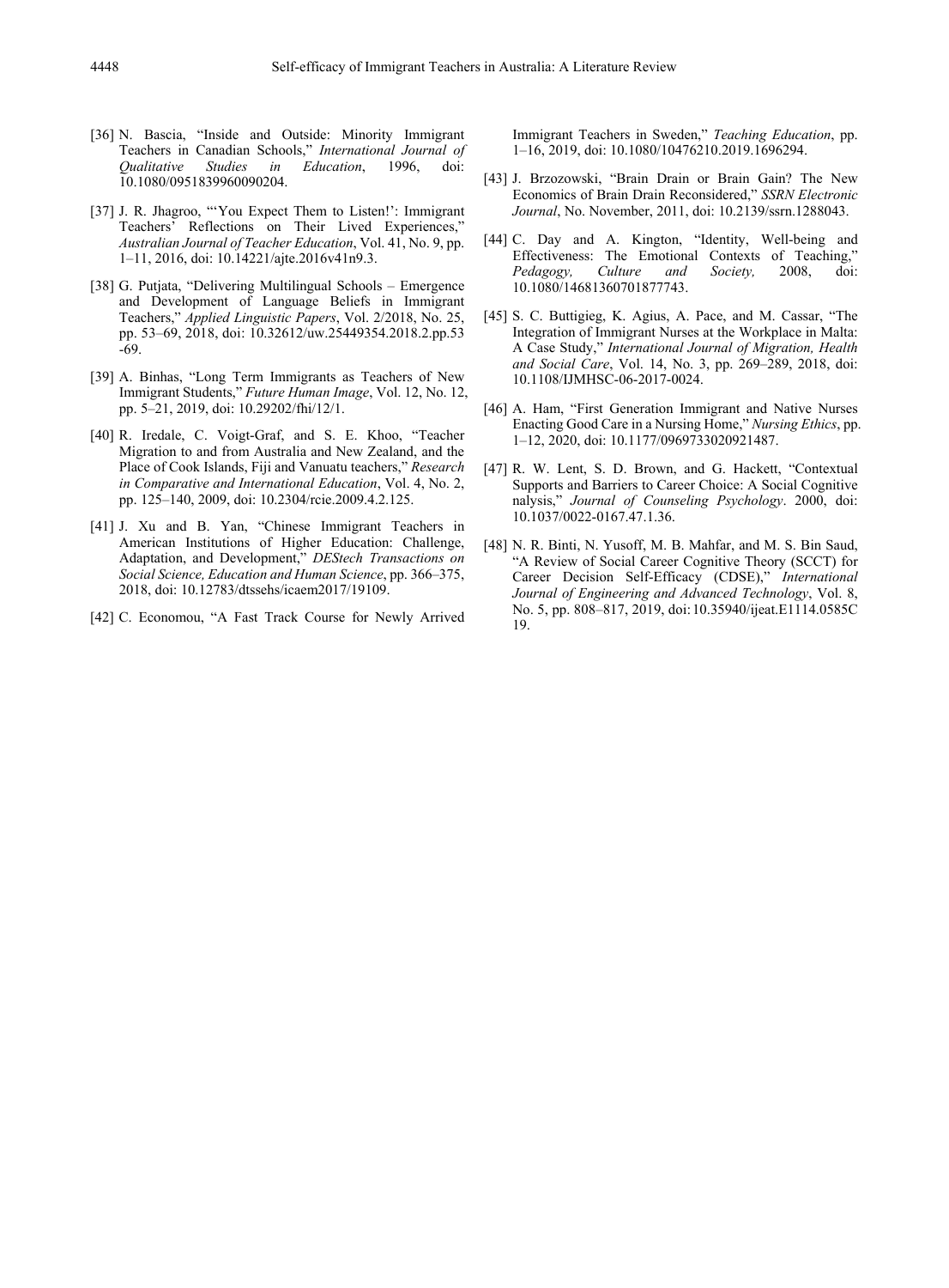[36] N. Bascia, "Inside and Outside: Minority Immigrant Teachers in Canadian Schools," *International Journal of Qualitative Studies in Education*, 1996, doi: 10.1080/0951839960090204.

[37] J. R. Jhagroo, "'You Expect Them to Listen!': Immigrant Teachers' Reflections on Their Lived Experiences," *Australian Journal of Teacher Education*, Vol. 41, No. 9, pp. 1–11, 2016, doi: 10.14221/ajte.2016v41n9.3.

[38] G. Putjata, "Delivering Multilingual Schools – Emergence and Development of Language Beliefs in Immigrant Teachers," *Applied Linguistic Papers*, Vol. 2/2018, No. 25, pp. 53–69, 2018, doi: 10.32612/uw.25449354.2018.2.pp.53-69.

[39] A. Binhas, "Long Term Immigrants as Teachers of New Immigrant Students," *Future Human Image*, Vol. 12, No. 12, pp. 5–21, 2019, doi: 10.29202/fhi/12/1.

[40] R. Iredale, C. Voigt-Graf, and S. E. Khoo, "Teacher Migration to and from Australia and New Zealand, and the Place of Cook Islands, Fiji and Vanuatu teachers," *Research in Comparative and International Education*, Vol. 4, No. 2, pp. 125–140, 2009, doi: 10.2304/rcie.2009.4.2.125.

[41] J. Xu and B. Yan, "Chinese Immigrant Teachers in American Institutions of Higher Education: Challenge, Adaptation, and Development," *DEStech Transactions on Social Science, Education and Human Science*, pp. 366–375, 2018, doi: 10.12783/dtssehs/icaem2017/19109.

[42] C. Economou, "A Fast Track Course for Newly Arrived Immigrant Teachers in Sweden," *Teaching Education*, pp. 1–16, 2019, doi: 10.1080/10476210.2019.1696294.

[43] J. Brzozowski, "Brain Drain or Brain Gain? The New Economics of Brain Drain Reconsidered," *SSRN Electronic Journal*, No. November, 2011, doi: 10.2139/ssrn.1288043.

[44] C. Day and A. Kington, "Identity, Well-being and Effectiveness: The Emotional Contexts of Teaching," *Pedagogy, Culture and Society,* 2008, doi: 10.1080/14681360701877743.

[45] S. C. Buttigieg, K. Agius, A. Pace, and M. Cassar, "The Integration of Immigrant Nurses at the Workplace in Malta: A Case Study," *International Journal of Migration, Health and Social Care*, Vol. 14, No. 3, pp. 269–289, 2018, doi: 10.1108/IJMHSC-06-2017-0024.

[46] A. Ham, "First Generation Immigrant and Native Nurses Enacting Good Care in a Nursing Home," *Nursing Ethics*, pp. 1–12, 2020, doi: 10.1177/0969733020921487.

[47] R. W. Lent, S. D. Brown, and G. Hackett, "Contextual Supports and Barriers to Career Choice: A Social Cognitive nalysis," *Journal of Counseling Psychology*. 2000, doi: 10.1037/0022-0167.47.1.36.

[48] N. R. Binti, N. Yusoff, M. B. Mahfar, and M. S. Bin Saud, "A Review of Social Career Cognitive Theory (SCCT) for Career Decision Self-Efficacy (CDSE)," *International Journal of Engineering and Advanced Technology*, Vol. 8, No. 5, pp. 808–817, 2019, doi: 10.35940/ijeat.E1114.0585C19.